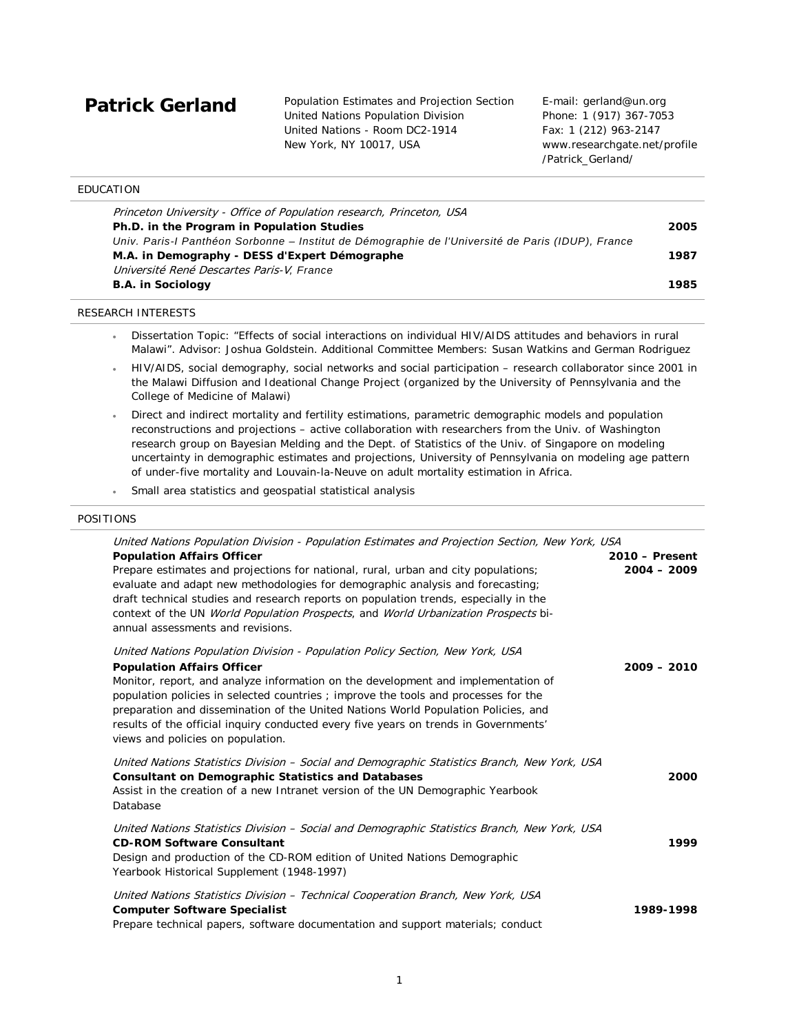# Patrick Gerland

Population Estimates and Projection Section
United Nations Population Division
United Nations - Room DC2-1914
New York, NY 10017, USA

E-mail: gerland@un.org
Phone: 1 (917) 367-7053
Fax: 1 (212) 963-2147
www.researchgate.net/profile/Patrick_Gerland/

## EDUCATION

*Princeton University - Office of Population research, Princeton, USA*
**Ph.D. in the Program in Population Studies** — **2005**

*Univ. Paris-I Panthéon Sorbonne – Institut de Démographie de l'Université de Paris (IDUP), France*
**M.A. in Demography - DESS d'Expert Démographe** — **1987**

*Université René Descartes Paris-V, France*
**B.A. in Sociology** — **1985**

## RESEARCH INTERESTS

- Dissertation Topic: "Effects of social interactions on individual HIV/AIDS attitudes and behaviors in rural Malawi". Advisor: Joshua Goldstein. Additional Committee Members: Susan Watkins and German Rodriguez
- HIV/AIDS, social demography, social networks and social participation – research collaborator since 2001 in the Malawi Diffusion and Ideational Change Project (organized by the University of Pennsylvania and the College of Medicine of Malawi)
- Direct and indirect mortality and fertility estimations, parametric demographic models and population reconstructions and projections – active collaboration with researchers from the Univ. of Washington research group on Bayesian Melding and the Dept. of Statistics of the Univ. of Singapore on modeling uncertainty in demographic estimates and projections, University of Pennsylvania on modeling age pattern of under-five mortality and Louvain-la-Neuve on adult mortality estimation in Africa.
- Small area statistics and geospatial statistical analysis

## POSITIONS

*United Nations Population Division - Population Estimates and Projection Section, New York, USA*
**Population Affairs Officer** — **2010 – Present**
2004 – 2009
Prepare estimates and projections for national, rural, urban and city populations; evaluate and adapt new methodologies for demographic analysis and forecasting; draft technical studies and research reports on population trends, especially in the context of the UN *World Population Prospects*, and *World Urbanization Prospects* bi-annual assessments and revisions.

*United Nations Population Division - Population Policy Section, New York, USA*
**Population Affairs Officer** — **2009 – 2010**
Monitor, report, and analyze information on the development and implementation of population policies in selected countries ; improve the tools and processes for the preparation and dissemination of the United Nations World Population Policies, and results of the official inquiry conducted every five years on trends in Governments' views and policies on population.

*United Nations Statistics Division – Social and Demographic Statistics Branch, New York, USA*
**Consultant on Demographic Statistics and Databases** — **2000**
Assist in the creation of a new Intranet version of the UN Demographic Yearbook Database

*United Nations Statistics Division – Social and Demographic Statistics Branch, New York, USA*
**CD-ROM Software Consultant** — **1999**
Design and production of the CD-ROM edition of United Nations Demographic Yearbook Historical Supplement (1948-1997)

*United Nations Statistics Division – Technical Cooperation Branch, New York, USA*
**Computer Software Specialist** — **1989-1998**
Prepare technical papers, software documentation and support materials; conduct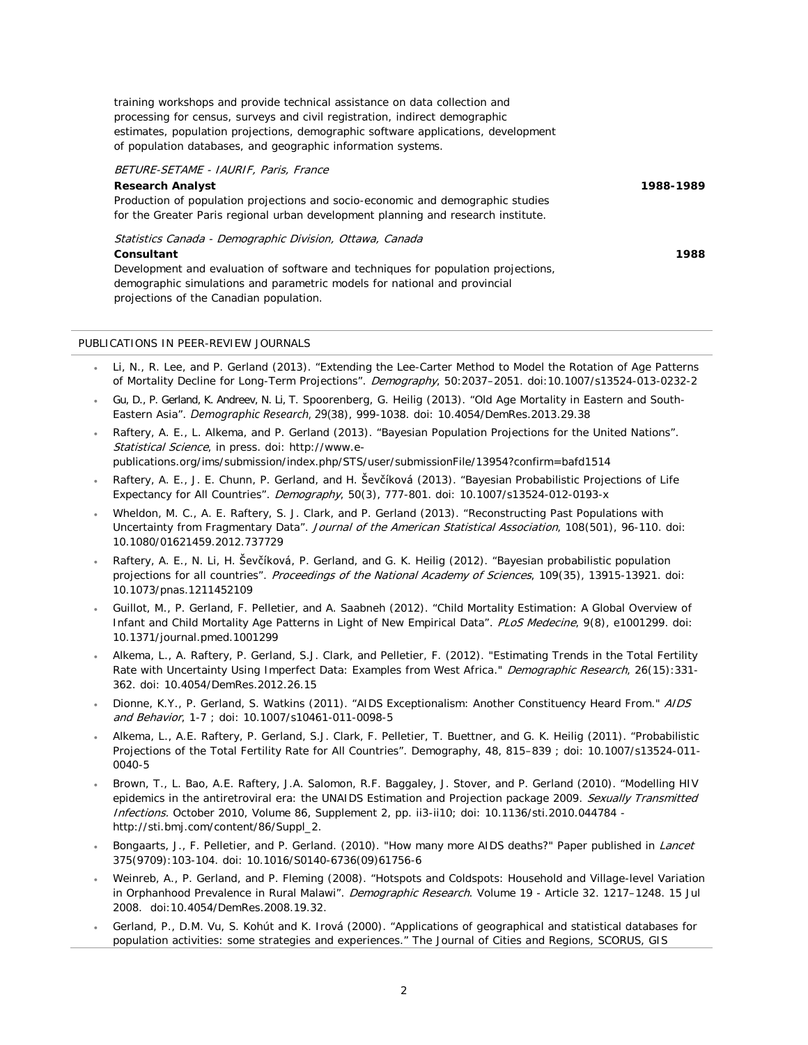training workshops and provide technical assistance on data collection and processing for census, surveys and civil registration, indirect demographic estimates, population projections, demographic software applications, development of population databases, and geographic information systems.

*BETURE-SETAME - IAURIF, Paris, France*

**Research Analyst** **1988-1989**

Production of population projections and socio-economic and demographic studies for the Greater Paris regional urban development planning and research institute.

*Statistics Canada - Demographic Division, Ottawa, Canada*

**Consultant** **1988**

Development and evaluation of software and techniques for population projections, demographic simulations and parametric models for national and provincial projections of the Canadian population.

## PUBLICATIONS IN PEER-REVIEW JOURNALS

- Li, N., R. Lee, and P. Gerland (2013). "Extending the Lee-Carter Method to Model the Rotation of Age Patterns of Mortality Decline for Long-Term Projections". *Demography*, 50:2037–2051. doi:10.1007/s13524-013-0232-2
- Gu, D., P. Gerland, K. Andreev, N. Li, T. Spoorenberg, G. Heilig (2013). "Old Age Mortality in Eastern and South-Eastern Asia". *Demographic Research*, 29(38), 999-1038. doi: 10.4054/DemRes.2013.29.38
- Raftery, A. E., L. Alkema, and P. Gerland (2013). "Bayesian Population Projections for the United Nations". *Statistical Science*, in press. doi: http://www.e-publications.org/ims/submission/index.php/STS/user/submissionFile/13954?confirm=bafd1514
- Raftery, A. E., J. E. Chunn, P. Gerland, and H. Ševčíková (2013). "Bayesian Probabilistic Projections of Life Expectancy for All Countries". *Demography*, 50(3), 777-801. doi: 10.1007/s13524-012-0193-x
- Wheldon, M. C., A. E. Raftery, S. J. Clark, and P. Gerland (2013). "Reconstructing Past Populations with Uncertainty from Fragmentary Data". *Journal of the American Statistical Association*, 108(501), 96-110. doi: 10.1080/01621459.2012.737729
- Raftery, A. E., N. Li, H. Ševčíková, P. Gerland, and G. K. Heilig (2012). "Bayesian probabilistic population projections for all countries". *Proceedings of the National Academy of Sciences*, 109(35), 13915-13921. doi: 10.1073/pnas.1211452109
- Guillot, M., P. Gerland, F. Pelletier, and A. Saabneh (2012). "Child Mortality Estimation: A Global Overview of Infant and Child Mortality Age Patterns in Light of New Empirical Data". *PLoS Medecine*, 9(8), e1001299. doi: 10.1371/journal.pmed.1001299
- Alkema, L., A. Raftery, P. Gerland, S.J. Clark, and Pelletier, F. (2012). "Estimating Trends in the Total Fertility Rate with Uncertainty Using Imperfect Data: Examples from West Africa." *Demographic Research*, 26(15):331-362. doi: 10.4054/DemRes.2012.26.15
- Dionne, K.Y., P. Gerland, S. Watkins (2011). "AIDS Exceptionalism: Another Constituency Heard From." *AIDS and Behavior*, 1-7 ; doi: 10.1007/s10461-011-0098-5
- Alkema, L., A.E. Raftery, P. Gerland, S.J. Clark, F. Pelletier, T. Buettner, and G. K. Heilig (2011). "Probabilistic Projections of the Total Fertility Rate for All Countries". Demography, 48, 815–839 ; doi: 10.1007/s13524-011-0040-5
- Brown, T., L. Bao, A.E. Raftery, J.A. Salomon, R.F. Baggaley, J. Stover, and P. Gerland (2010). "Modelling HIV epidemics in the antiretroviral era: the UNAIDS Estimation and Projection package 2009. *Sexually Transmitted Infections.* October 2010, Volume 86, Supplement 2, pp. ii3-ii10; doi: 10.1136/sti.2010.044784 - http://sti.bmj.com/content/86/Suppl_2.
- Bongaarts, J., F. Pelletier, and P. Gerland. (2010). "How many more AIDS deaths?" Paper published in *Lancet* 375(9709):103-104. doi: 10.1016/S0140-6736(09)61756-6
- Weinreb, A., P. Gerland, and P. Fleming (2008). "Hotspots and Coldspots: Household and Village-level Variation in Orphanhood Prevalence in Rural Malawi". *Demographic Research*. Volume 19 - Article 32. 1217–1248. 15 Jul 2008. doi:10.4054/DemRes.2008.19.32.
- Gerland, P., D.M. Vu, S. Kohút and K. Irová (2000). "Applications of geographical and statistical databases for population activities: some strategies and experiences." The Journal of Cities and Regions, SCORUS, GIS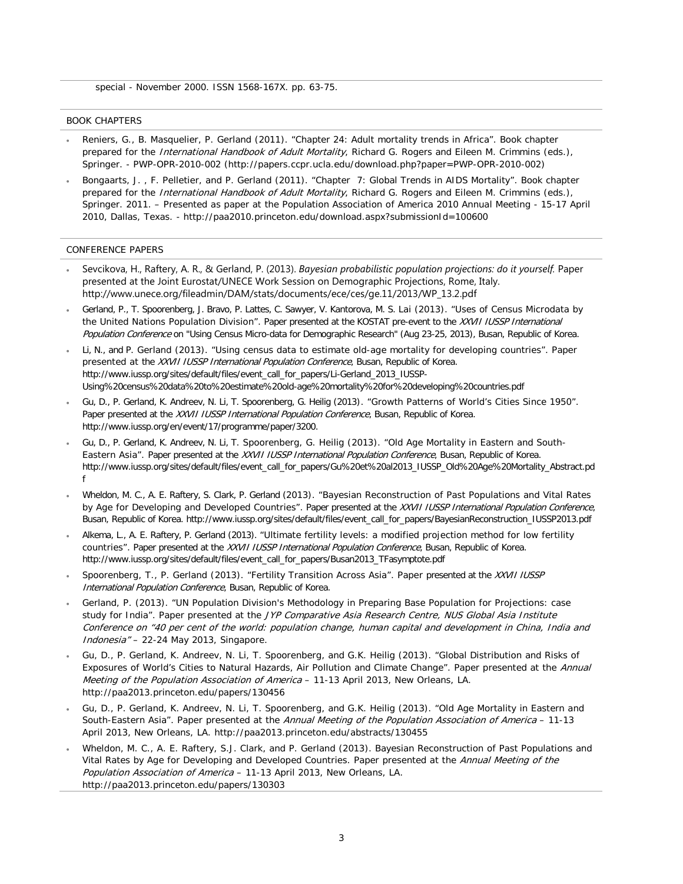special - November 2000. ISSN 1568-167X. pp. 63-75.

## BOOK CHAPTERS

- Reniers, G., B. Masquelier, P. Gerland (2011). "Chapter 24: Adult mortality trends in Africa". Book chapter prepared for the *International Handbook of Adult Mortality*, Richard G. Rogers and Eileen M. Crimmins (eds.), Springer. - PWP-OPR-2010-002 (http://papers.ccpr.ucla.edu/download.php?paper=PWP-OPR-2010-002)
- Bongaarts, J. , F. Pelletier, and P. Gerland (2011). "Chapter 7: Global Trends in AIDS Mortality". Book chapter prepared for the *International Handbook of Adult Mortality*, Richard G. Rogers and Eileen M. Crimmins (eds.), Springer. 2011. – Presented as paper at the Population Association of America 2010 Annual Meeting - 15-17 April 2010, Dallas, Texas. - http://paa2010.princeton.edu/download.aspx?submissionId=100600

## CONFERENCE PAPERS

- Sevcikova, H., Raftery, A. R., & Gerland, P. (2013). *Bayesian probabilistic population projections: do it yourself.* Paper presented at the Joint Eurostat/UNECE Work Session on Demographic Projections, Rome, Italy. http://www.unece.org/fileadmin/DAM/stats/documents/ece/ces/ge.11/2013/WP_13.2.pdf
- Gerland, P., T. Spoorenberg, J. Bravo, P. Lattes, C. Sawyer, V. Kantorova, M. S. Lai (2013). "Uses of Census Microdata by the United Nations Population Division". Paper presented at the KOSTAT pre-event to the *XXVII IUSSP International Population Conference* on "Using Census Micro-data for Demographic Research" (Aug 23-25, 2013), Busan, Republic of Korea.
- Li, N., and P. Gerland (2013). "Using census data to estimate old-age mortality for developing countries". Paper presented at the *XXVII IUSSP International Population Conference*, Busan, Republic of Korea. http://www.iussp.org/sites/default/files/event_call_for_papers/Li-Gerland_2013_IUSSP-Using%20census%20data%20to%20estimate%20old-age%20mortality%20for%20developing%20countries.pdf
- Gu, D., P. Gerland, K. Andreev, N. Li, T. Spoorenberg, G. Heilig (2013). "Growth Patterns of World's Cities Since 1950". Paper presented at the *XXVII IUSSP International Population Conference*, Busan, Republic of Korea. http://www.iussp.org/en/event/17/programme/paper/3200.
- Gu, D., P. Gerland, K. Andreev, N. Li, T. Spoorenberg, G. Heilig (2013). "Old Age Mortality in Eastern and South-Eastern Asia". Paper presented at the *XXVII IUSSP International Population Conference*, Busan, Republic of Korea. http://www.iussp.org/sites/default/files/event_call_for_papers/Gu%20et%20al2013_IUSSP_Old%20Age%20Mortality_Abstract.pdf
- Wheldon, M. C., A. E. Raftery, S. Clark, P. Gerland (2013). "Bayesian Reconstruction of Past Populations and Vital Rates by Age for Developing and Developed Countries". Paper presented at the *XXVII IUSSP International Population Conference*, Busan, Republic of Korea. http://www.iussp.org/sites/default/files/event_call_for_papers/BayesianReconstruction_IUSSP2013.pdf
- Alkema, L., A. E. Raftery, P. Gerland (2013). "Ultimate fertility levels: a modified projection method for low fertility countries". Paper presented at the *XXVII IUSSP International Population Conference*, Busan, Republic of Korea. http://www.iussp.org/sites/default/files/event_call_for_papers/Busan2013_TFasymptote.pdf
- Spoorenberg, T., P. Gerland (2013). "Fertility Transition Across Asia". Paper presented at the *XXVII IUSSP International Population Conference*, Busan, Republic of Korea.
- Gerland, P. (2013). "UN Population Division's Methodology in Preparing Base Population for Projections: case study for India". Paper presented at the *JYP Comparative Asia Research Centre, NUS Global Asia Institute Conference on "40 per cent of the world: population change, human capital and development in China, India and Indonesia"* – 22-24 May 2013, Singapore.
- Gu, D., P. Gerland, K. Andreev, N. Li, T. Spoorenberg, and G.K. Heilig (2013). "Global Distribution and Risks of Exposures of World's Cities to Natural Hazards, Air Pollution and Climate Change". Paper presented at the *Annual Meeting of the Population Association of America* – 11-13 April 2013, New Orleans, LA. http://paa2013.princeton.edu/papers/130456
- Gu, D., P. Gerland, K. Andreev, N. Li, T. Spoorenberg, and G.K. Heilig (2013). "Old Age Mortality in Eastern and South-Eastern Asia". Paper presented at the *Annual Meeting of the Population Association of America* – 11-13 April 2013, New Orleans, LA. http://paa2013.princeton.edu/abstracts/130455
- Wheldon, M. C., A. E. Raftery, S.J. Clark, and P. Gerland (2013). Bayesian Reconstruction of Past Populations and Vital Rates by Age for Developing and Developed Countries. Paper presented at the *Annual Meeting of the Population Association of America* – 11-13 April 2013, New Orleans, LA. http://paa2013.princeton.edu/papers/130303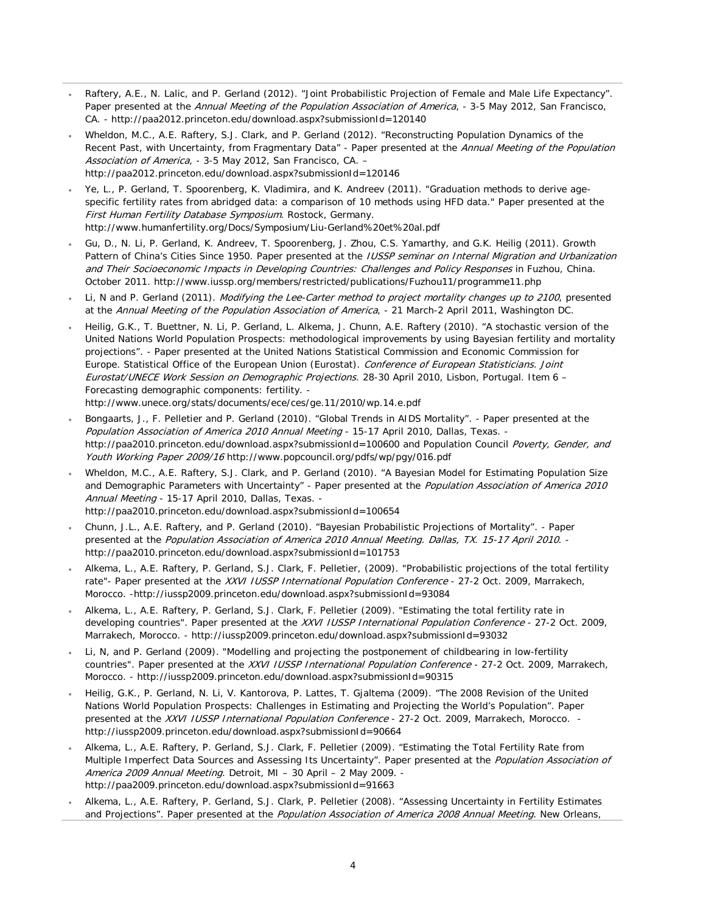- Raftery, A.E., N. Lalic, and P. Gerland (2012). "Joint Probabilistic Projection of Female and Male Life Expectancy". Paper presented at the *Annual Meeting of the Population Association of America*, - 3-5 May 2012, San Francisco, CA. - http://paa2012.princeton.edu/download.aspx?submissionId=120140
- Wheldon, M.C., A.E. Raftery, S.J. Clark, and P. Gerland (2012). "Reconstructing Population Dynamics of the Recent Past, with Uncertainty, from Fragmentary Data" - Paper presented at the *Annual Meeting of the Population Association of America*, - 3-5 May 2012, San Francisco, CA. – http://paa2012.princeton.edu/download.aspx?submissionId=120146
- Ye, L., P. Gerland, T. Spoorenberg, K. Vladimira, and K. Andreev (2011). "Graduation methods to derive age-specific fertility rates from abridged data: a comparison of 10 methods using HFD data." Paper presented at the *First Human Fertility Database Symposium*. Rostock, Germany. http://www.humanfertility.org/Docs/Symposium/Liu-Gerland%20et%20al.pdf
- Gu, D., N. Li, P. Gerland, K. Andreev, T. Spoorenberg, J. Zhou, C.S. Yamarthy, and G.K. Heilig (2011). Growth Pattern of China's Cities Since 1950. Paper presented at the *IUSSP seminar on Internal Migration and Urbanization and Their Socioeconomic Impacts in Developing Countries: Challenges and Policy Responses* in Fuzhou, China. October 2011. http://www.iussp.org/members/restricted/publications/Fuzhou11/programme11.php
- Li, N and P. Gerland (2011). *Modifying the Lee-Carter method to project mortality changes up to 2100*, presented at the *Annual Meeting of the Population Association of America*, - 21 March-2 April 2011, Washington DC.
- Heilig, G.K., T. Buettner, N. Li, P. Gerland, L. Alkema, J. Chunn, A.E. Raftery (2010). "A stochastic version of the United Nations World Population Prospects: methodological improvements by using Bayesian fertility and mortality projections". - Paper presented at the United Nations Statistical Commission and Economic Commission for Europe. Statistical Office of the European Union (Eurostat). *Conference of European Statisticians. Joint Eurostat/UNECE Work Session on Demographic Projections*. 28-30 April 2010, Lisbon, Portugal. Item 6 – Forecasting demographic components: fertility. - http://www.unece.org/stats/documents/ece/ces/ge.11/2010/wp.14.e.pdf
- Bongaarts, J., F. Pelletier and P. Gerland (2010). "Global Trends in AIDS Mortality". - Paper presented at the *Population Association of America 2010 Annual Meeting* - 15-17 April 2010, Dallas, Texas. - http://paa2010.princeton.edu/download.aspx?submissionId=100600 and Population Council *Poverty, Gender, and Youth Working Paper 2009/16* http://www.popcouncil.org/pdfs/wp/pgy/016.pdf
- Wheldon, M.C., A.E. Raftery, S.J. Clark, and P. Gerland (2010). "A Bayesian Model for Estimating Population Size and Demographic Parameters with Uncertainty" - Paper presented at the *Population Association of America 2010 Annual Meeting* - 15-17 April 2010, Dallas, Texas. - http://paa2010.princeton.edu/download.aspx?submissionId=100654
- Chunn, J.L., A.E. Raftery, and P. Gerland (2010). "Bayesian Probabilistic Projections of Mortality". - Paper presented at the *Population Association of America 2010 Annual Meeting*. *Dallas, TX. 15-17 April 2010*. - http://paa2010.princeton.edu/download.aspx?submissionId=101753
- Alkema, L., A.E. Raftery, P. Gerland, S.J. Clark, F. Pelletier, (2009). "Probabilistic projections of the total fertility rate"- Paper presented at the *XXVI IUSSP International Population Conference* - 27-2 Oct. 2009, Marrakech, Morocco. -http://iussp2009.princeton.edu/download.aspx?submissionId=93084
- Alkema, L., A.E. Raftery, P. Gerland, S.J. Clark, F. Pelletier (2009). "Estimating the total fertility rate in developing countries". Paper presented at the *XXVI IUSSP International Population Conference* - 27-2 Oct. 2009, Marrakech, Morocco. - http://iussp2009.princeton.edu/download.aspx?submissionId=93032
- Li, N, and P. Gerland (2009). "Modelling and projecting the postponement of childbearing in low-fertility countries". Paper presented at the *XXVI IUSSP International Population Conference* - 27-2 Oct. 2009, Marrakech, Morocco. - http://iussp2009.princeton.edu/download.aspx?submissionId=90315
- Heilig, G.K., P. Gerland, N. Li, V. Kantorova, P. Lattes, T. Gjaltema (2009). "The 2008 Revision of the United Nations World Population Prospects: Challenges in Estimating and Projecting the World's Population". Paper presented at the *XXVI IUSSP International Population Conference* - 27-2 Oct. 2009, Marrakech, Morocco. - http://iussp2009.princeton.edu/download.aspx?submissionId=90664
- Alkema, L., A.E. Raftery, P. Gerland, S.J. Clark, F. Pelletier (2009). "Estimating the Total Fertility Rate from Multiple Imperfect Data Sources and Assessing Its Uncertainty". Paper presented at the *Population Association of America 2009 Annual Meeting*. Detroit, MI – 30 April – 2 May 2009. - http://paa2009.princeton.edu/download.aspx?submissionId=91663
- Alkema, L., A.E. Raftery, P. Gerland, S.J. Clark, P. Pelletier (2008). "Assessing Uncertainty in Fertility Estimates and Projections". Paper presented at the *Population Association of America 2008 Annual Meeting*. New Orleans,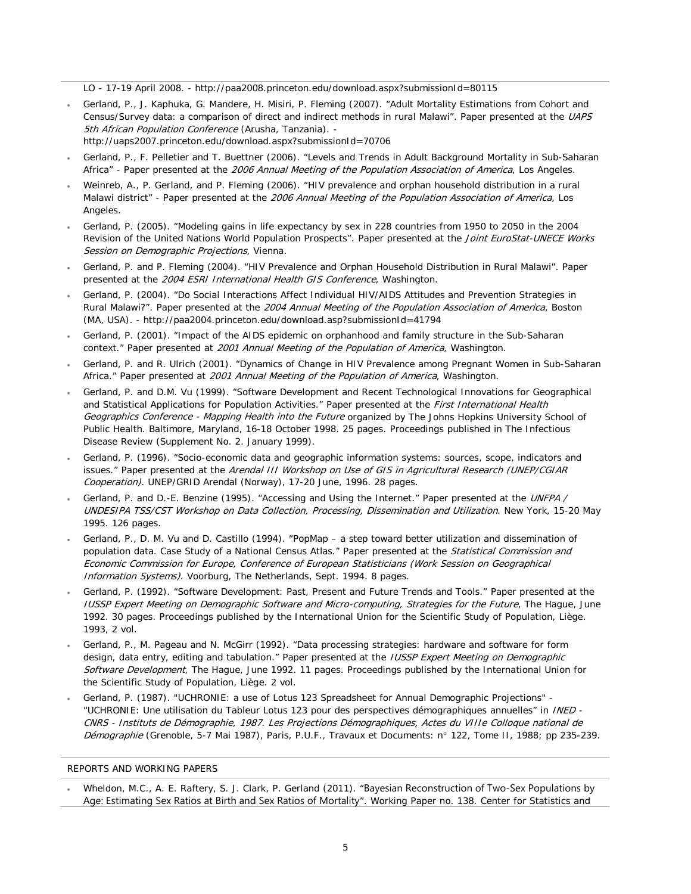LO - 17-19 April 2008. - http://paa2008.princeton.edu/download.aspx?submissionId=80115

- Gerland, P., J. Kaphuka, G. Mandere, H. Misiri, P. Fleming (2007). "Adult Mortality Estimations from Cohort and Census/Survey data: a comparison of direct and indirect methods in rural Malawi". Paper presented at the *UAPS 5th African Population Conference* (Arusha, Tanzania). - http://uaps2007.princeton.edu/download.aspx?submissionId=70706
- Gerland, P., F. Pelletier and T. Buettner (2006). "Levels and Trends in Adult Background Mortality in Sub-Saharan Africa" - Paper presented at the *2006 Annual Meeting of the Population Association of America*, Los Angeles.
- Weinreb, A., P. Gerland, and P. Fleming (2006). "HIV prevalence and orphan household distribution in a rural Malawi district" - Paper presented at the *2006 Annual Meeting of the Population Association of America*, Los Angeles.
- Gerland, P. (2005). "Modeling gains in life expectancy by sex in 228 countries from 1950 to 2050 in the 2004 Revision of the United Nations World Population Prospects". Paper presented at the *Joint EuroStat-UNECE Works Session on Demographic Projections*, Vienna.
- Gerland, P. and P. Fleming (2004). "HIV Prevalence and Orphan Household Distribution in Rural Malawi". Paper presented at the *2004 ESRI International Health GIS Conference*, Washington.
- Gerland, P. (2004). "Do Social Interactions Affect Individual HIV/AIDS Attitudes and Prevention Strategies in Rural Malawi?". Paper presented at the *2004 Annual Meeting of the Population Association of America*, Boston (MA, USA). - http://paa2004.princeton.edu/download.asp?submissionId=41794
- Gerland, P. (2001). "Impact of the AIDS epidemic on orphanhood and family structure in the Sub-Saharan context." Paper presented at *2001 Annual Meeting of the Population of America*, Washington.
- Gerland, P. and R. Ulrich (2001). "Dynamics of Change in HIV Prevalence among Pregnant Women in Sub-Saharan Africa." Paper presented at *2001 Annual Meeting of the Population of America*, Washington.
- Gerland, P. and D.M. Vu (1999). "Software Development and Recent Technological Innovations for Geographical and Statistical Applications for Population Activities." Paper presented at the *First International Health Geographics Conference - Mapping Health into the Future* organized by The Johns Hopkins University School of Public Health. Baltimore, Maryland, 16-18 October 1998. 25 pages. Proceedings published in The Infectious Disease Review (Supplement No. 2. January 1999).
- Gerland, P. (1996). "Socio-economic data and geographic information systems: sources, scope, indicators and issues." Paper presented at the *Arendal III Workshop on Use of GIS in Agricultural Research (UNEP/CGIAR Cooperation)*. UNEP/GRID Arendal (Norway), 17-20 June, 1996. 28 pages.
- Gerland, P. and D.-E. Benzine (1995). "Accessing and Using the Internet." Paper presented at the *UNFPA / UNDESIPA TSS/CST Workshop on Data Collection, Processing, Dissemination and Utilization*. New York, 15-20 May 1995. 126 pages.
- Gerland, P., D. M. Vu and D. Castillo (1994). "PopMap – a step toward better utilization and dissemination of population data. Case Study of a National Census Atlas." Paper presented at the *Statistical Commission and Economic Commission for Europe, Conference of European Statisticians (Work Session on Geographical Information Systems)*. Voorburg, The Netherlands, Sept. 1994. 8 pages.
- Gerland, P. (1992). "Software Development: Past, Present and Future Trends and Tools." Paper presented at the *IUSSP Expert Meeting on Demographic Software and Micro-computing, Strategies for the Future*, The Hague, June 1992. 30 pages. Proceedings published by the International Union for the Scientific Study of Population, Liège. 1993, 2 vol.
- Gerland, P., M. Pageau and N. McGirr (1992). "Data processing strategies: hardware and software for form design, data entry, editing and tabulation." Paper presented at the *IUSSP Expert Meeting on Demographic Software Development*, The Hague, June 1992. 11 pages. Proceedings published by the International Union for the Scientific Study of Population, Liège. 2 vol.
- Gerland, P. (1987). "UCHRONIE: a use of Lotus 123 Spreadsheet for Annual Demographic Projections" - "UCHRONIE: Une utilisation du Tableur Lotus 123 pour des perspectives démographiques annuelles" in *INED - CNRS - Instituts de Démographie, 1987. Les Projections Démographiques, Actes du VIIIe Colloque national de Démographie* (Grenoble, 5-7 Mai 1987), Paris, P.U.F., Travaux et Documents: n° 122, Tome II, 1988; pp 235-239.

REPORTS AND WORKING PAPERS

- Wheldon, M.C., A. E. Raftery, S. J. Clark, P. Gerland (2011). "Bayesian Reconstruction of Two-Sex Populations by Age: Estimating Sex Ratios at Birth and Sex Ratios of Mortality". Working Paper no. 138. Center for Statistics and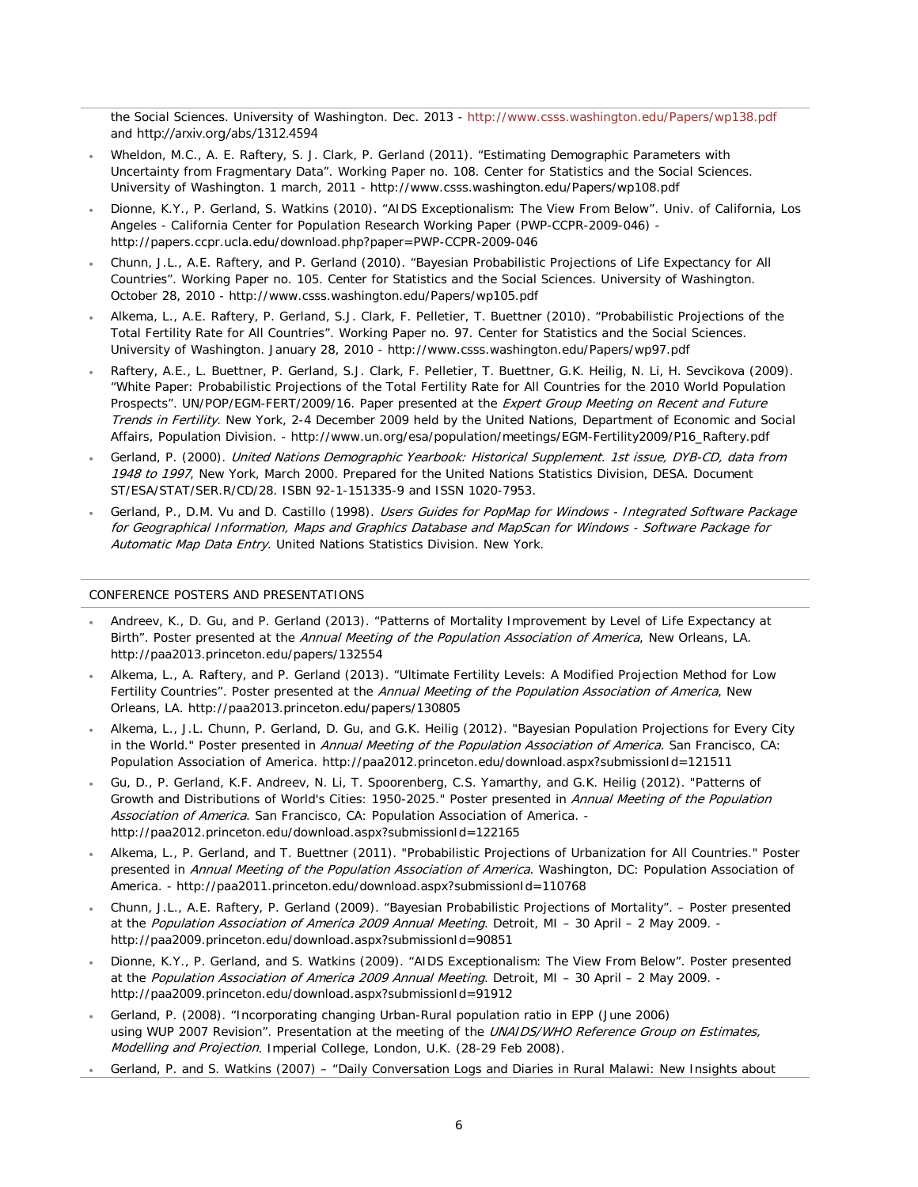the Social Sciences. University of Washington. Dec. 2013 - http://www.csss.washington.edu/Papers/wp138.pdf and http://arxiv.org/abs/1312.4594

- Wheldon, M.C., A. E. Raftery, S. J. Clark, P. Gerland (2011). "Estimating Demographic Parameters with Uncertainty from Fragmentary Data". Working Paper no. 108. Center for Statistics and the Social Sciences. University of Washington. 1 march, 2011 - http://www.csss.washington.edu/Papers/wp108.pdf
- Dionne, K.Y., P. Gerland, S. Watkins (2010). "AIDS Exceptionalism: The View From Below". Univ. of California, Los Angeles - California Center for Population Research Working Paper (PWP-CCPR-2009-046) - http://papers.ccpr.ucla.edu/download.php?paper=PWP-CCPR-2009-046
- Chunn, J.L., A.E. Raftery, and P. Gerland (2010). "Bayesian Probabilistic Projections of Life Expectancy for All Countries". Working Paper no. 105. Center for Statistics and the Social Sciences. University of Washington. October 28, 2010 - http://www.csss.washington.edu/Papers/wp105.pdf
- Alkema, L., A.E. Raftery, P. Gerland, S.J. Clark, F. Pelletier, T. Buettner (2010). "Probabilistic Projections of the Total Fertility Rate for All Countries". Working Paper no. 97. Center for Statistics and the Social Sciences. University of Washington. January 28, 2010 - http://www.csss.washington.edu/Papers/wp97.pdf
- Raftery, A.E., L. Buettner, P. Gerland, S.J. Clark, F. Pelletier, T. Buettner, G.K. Heilig, N. Li, H. Sevcikova (2009). "White Paper: Probabilistic Projections of the Total Fertility Rate for All Countries for the 2010 World Population Prospects". UN/POP/EGM-FERT/2009/16. Paper presented at the *Expert Group Meeting on Recent and Future Trends in Fertility*. New York, 2-4 December 2009 held by the United Nations, Department of Economic and Social Affairs, Population Division. - http://www.un.org/esa/population/meetings/EGM-Fertility2009/P16_Raftery.pdf
- Gerland, P. (2000). *United Nations Demographic Yearbook: Historical Supplement*. *1st issue, DYB-CD, data from 1948 to 1997*, New York, March 2000. Prepared for the United Nations Statistics Division, DESA. Document ST/ESA/STAT/SER.R/CD/28. ISBN 92-1-151335-9 and ISSN 1020-7953.
- Gerland, P., D.M. Vu and D. Castillo (1998). *Users Guides for PopMap for Windows - Integrated Software Package for Geographical Information, Maps and Graphics Database and MapScan for Windows - Software Package for Automatic Map Data Entry*. United Nations Statistics Division. New York.

## CONFERENCE POSTERS AND PRESENTATIONS

- Andreev, K., D. Gu, and P. Gerland (2013). "Patterns of Mortality Improvement by Level of Life Expectancy at Birth". Poster presented at the *Annual Meeting of the Population Association of America*, New Orleans, LA. http://paa2013.princeton.edu/papers/132554
- Alkema, L., A. Raftery, and P. Gerland (2013). "Ultimate Fertility Levels: A Modified Projection Method for Low Fertility Countries". Poster presented at the *Annual Meeting of the Population Association of America*, New Orleans, LA. http://paa2013.princeton.edu/papers/130805
- Alkema, L., J.L. Chunn, P. Gerland, D. Gu, and G.K. Heilig (2012). "Bayesian Population Projections for Every City in the World." Poster presented in *Annual Meeting of the Population Association of America*. San Francisco, CA: Population Association of America. http://paa2012.princeton.edu/download.aspx?submissionId=121511
- Gu, D., P. Gerland, K.F. Andreev, N. Li, T. Spoorenberg, C.S. Yamarthy, and G.K. Heilig (2012). "Patterns of Growth and Distributions of World's Cities: 1950-2025." Poster presented in *Annual Meeting of the Population Association of America*. San Francisco, CA: Population Association of America. - http://paa2012.princeton.edu/download.aspx?submissionId=122165
- Alkema, L., P. Gerland, and T. Buettner (2011). "Probabilistic Projections of Urbanization for All Countries." Poster presented in *Annual Meeting of the Population Association of America*. Washington, DC: Population Association of America. - http://paa2011.princeton.edu/download.aspx?submissionId=110768
- Chunn, J.L., A.E. Raftery, P. Gerland (2009). "Bayesian Probabilistic Projections of Mortality". – Poster presented at the *Population Association of America 2009 Annual Meeting*. Detroit, MI – 30 April – 2 May 2009. - http://paa2009.princeton.edu/download.aspx?submissionId=90851
- Dionne, K.Y., P. Gerland, and S. Watkins (2009). "AIDS Exceptionalism: The View From Below". Poster presented at the *Population Association of America 2009 Annual Meeting*. Detroit, MI – 30 April – 2 May 2009. - http://paa2009.princeton.edu/download.aspx?submissionId=91912
- Gerland, P. (2008). "Incorporating changing Urban-Rural population ratio in EPP (June 2006) using WUP 2007 Revision". Presentation at the meeting of the *UNAIDS/WHO Reference Group on Estimates, Modelling and Projection*. Imperial College, London, U.K. (28-29 Feb 2008).
- Gerland, P. and S. Watkins (2007) – "Daily Conversation Logs and Diaries in Rural Malawi: New Insights about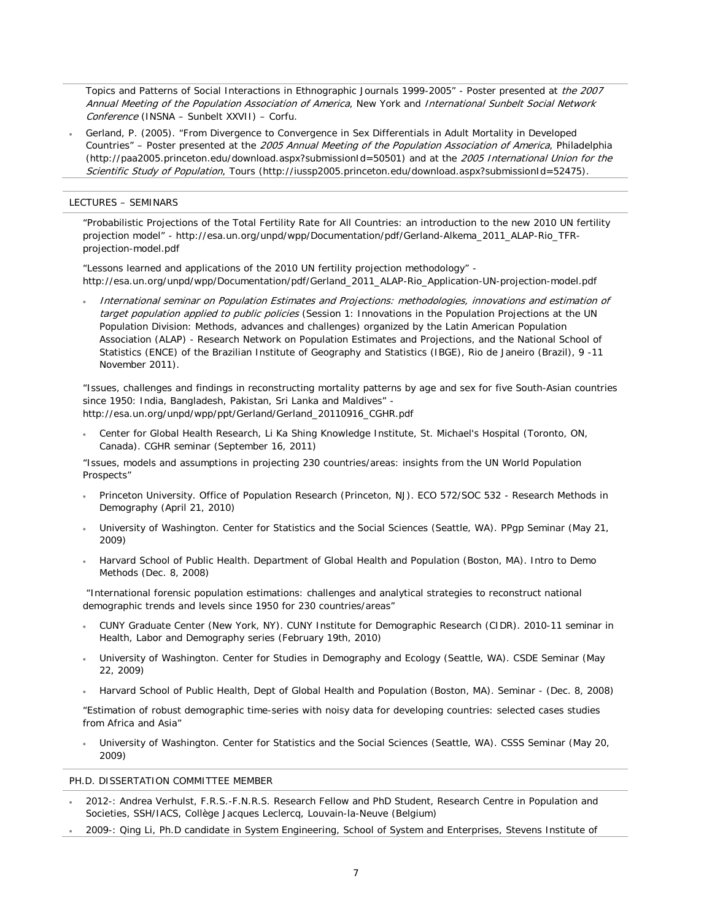Topics and Patterns of Social Interactions in Ethnographic Journals 1999-2005" - Poster presented at *the 2007 Annual Meeting of the Population Association of America*, New York and *International Sunbelt Social Network Conference* (INSNA – Sunbelt XXVII) – Corfu.

- Gerland, P. (2005). "From Divergence to Convergence in Sex Differentials in Adult Mortality in Developed Countries" – Poster presented at the *2005 Annual Meeting of the Population Association of America*, Philadelphia (http://paa2005.princeton.edu/download.aspx?submissionId=50501) and at the *2005 International Union for the Scientific Study of Population*, Tours (http://iussp2005.princeton.edu/download.aspx?submissionId=52475).

## LECTURES – SEMINARS

"Probabilistic Projections of the Total Fertility Rate for All Countries: an introduction to the new 2010 UN fertility projection model" - http://esa.un.org/unpd/wpp/Documentation/pdf/Gerland-Alkema_2011_ALAP-Rio_TFR-projection-model.pdf

"Lessons learned and applications of the 2010 UN fertility projection methodology" - http://esa.un.org/unpd/wpp/Documentation/pdf/Gerland_2011_ALAP-Rio_Application-UN-projection-model.pdf

- *International seminar on Population Estimates and Projections: methodologies, innovations and estimation of target population applied to public policies* (Session 1: Innovations in the Population Projections at the UN Population Division: Methods, advances and challenges) organized by the Latin American Population Association (ALAP) - Research Network on Population Estimates and Projections, and the National School of Statistics (ENCE) of the Brazilian Institute of Geography and Statistics (IBGE), Rio de Janeiro (Brazil), 9 -11 November 2011).

"Issues, challenges and findings in reconstructing mortality patterns by age and sex for five South-Asian countries since 1950: India, Bangladesh, Pakistan, Sri Lanka and Maldives" - http://esa.un.org/unpd/wpp/ppt/Gerland/Gerland_20110916_CGHR.pdf

- Center for Global Health Research, Li Ka Shing Knowledge Institute, St. Michael's Hospital (Toronto, ON, Canada). CGHR seminar (September 16, 2011)

"Issues, models and assumptions in projecting 230 countries/areas: insights from the UN World Population Prospects"

- Princeton University. Office of Population Research (Princeton, NJ). ECO 572/SOC 532 - Research Methods in Demography (April 21, 2010)
- University of Washington. Center for Statistics and the Social Sciences (Seattle, WA). PPgp Seminar (May 21, 2009)
- Harvard School of Public Health. Department of Global Health and Population (Boston, MA). Intro to Demo Methods (Dec. 8, 2008)

"International forensic population estimations: challenges and analytical strategies to reconstruct national demographic trends and levels since 1950 for 230 countries/areas"

- CUNY Graduate Center (New York, NY). CUNY Institute for Demographic Research (CIDR). 2010-11 seminar in Health, Labor and Demography series (February 19th, 2010)
- University of Washington. Center for Studies in Demography and Ecology (Seattle, WA). CSDE Seminar (May 22, 2009)
- Harvard School of Public Health, Dept of Global Health and Population (Boston, MA). Seminar - (Dec. 8, 2008)

"Estimation of robust demographic time-series with noisy data for developing countries: selected cases studies from Africa and Asia"

- University of Washington. Center for Statistics and the Social Sciences (Seattle, WA). CSSS Seminar (May 20, 2009)

## PH.D. DISSERTATION COMMITTEE MEMBER

- 2012-: Andrea Verhulst, F.R.S.-F.N.R.S. Research Fellow and PhD Student, Research Centre in Population and Societies, SSH/IACS, Collège Jacques Leclercq, Louvain-la-Neuve (Belgium)
- 2009-: Qing Li, Ph.D candidate in System Engineering, School of System and Enterprises, Stevens Institute of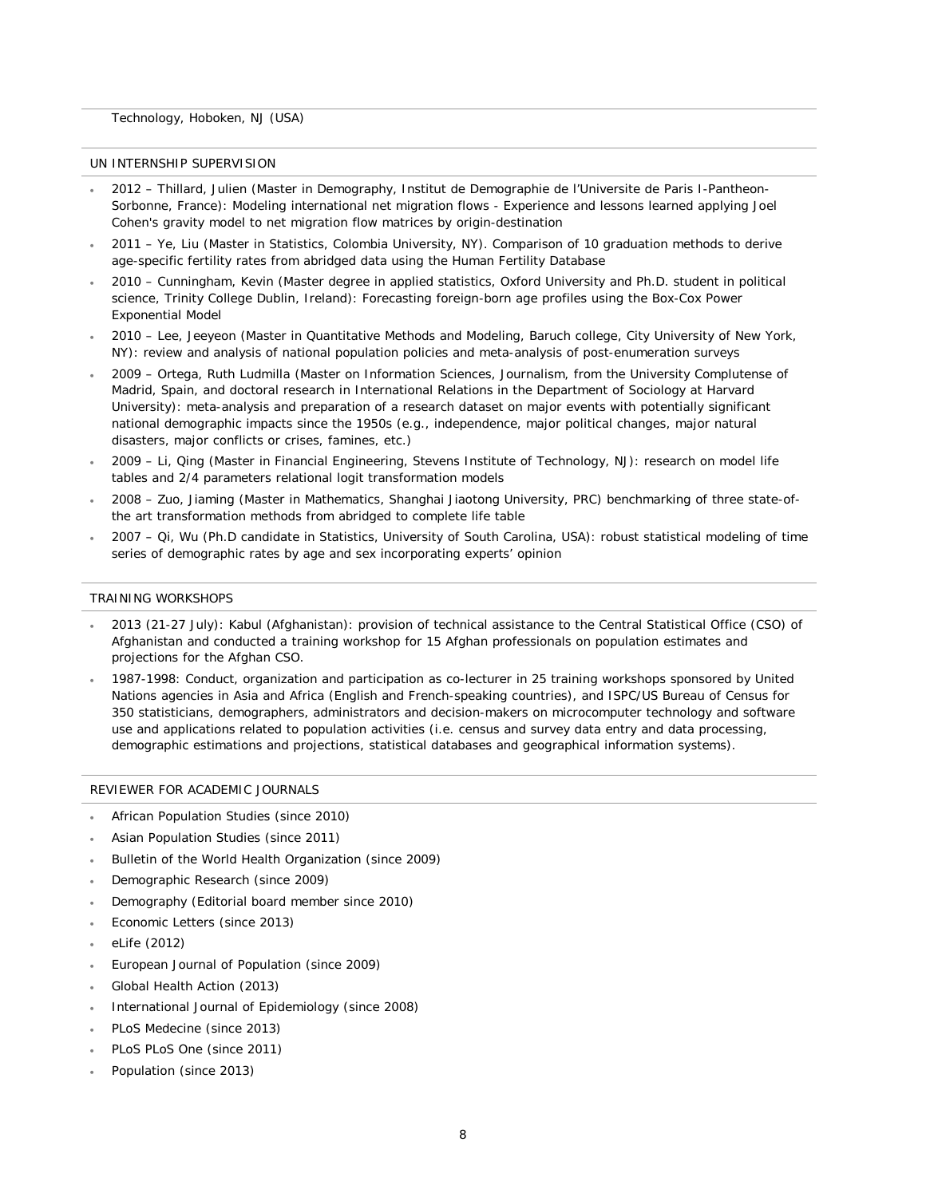Technology, Hoboken, NJ (USA)

## UN INTERNSHIP SUPERVISION

- 2012 – Thillard, Julien (Master in Demography, Institut de Demographie de l'Universite de Paris I-Pantheon-Sorbonne, France): Modeling international net migration flows - Experience and lessons learned applying Joel Cohen's gravity model to net migration flow matrices by origin-destination
- 2011 – Ye, Liu (Master in Statistics, Colombia University, NY). Comparison of 10 graduation methods to derive age-specific fertility rates from abridged data using the Human Fertility Database
- 2010 – Cunningham, Kevin (Master degree in applied statistics, Oxford University and Ph.D. student in political science, Trinity College Dublin, Ireland): Forecasting foreign-born age profiles using the Box-Cox Power Exponential Model
- 2010 – Lee, Jeeyeon (Master in Quantitative Methods and Modeling, Baruch college, City University of New York, NY): review and analysis of national population policies and meta-analysis of post-enumeration surveys
- 2009 – Ortega, Ruth Ludmilla (Master on Information Sciences, Journalism, from the University Complutense of Madrid, Spain, and doctoral research in International Relations in the Department of Sociology at Harvard University): meta-analysis and preparation of a research dataset on major events with potentially significant national demographic impacts since the 1950s (e.g., independence, major political changes, major natural disasters, major conflicts or crises, famines, etc.)
- 2009 – Li, Qing (Master in Financial Engineering, Stevens Institute of Technology, NJ): research on model life tables and 2/4 parameters relational logit transformation models
- 2008 – Zuo, Jiaming (Master in Mathematics, Shanghai Jiaotong University, PRC) benchmarking of three state-of-the art transformation methods from abridged to complete life table
- 2007 – Qi, Wu (Ph.D candidate in Statistics, University of South Carolina, USA): robust statistical modeling of time series of demographic rates by age and sex incorporating experts' opinion

## TRAINING WORKSHOPS

- 2013 (21-27 July): Kabul (Afghanistan): provision of technical assistance to the Central Statistical Office (CSO) of Afghanistan and conducted a training workshop for 15 Afghan professionals on population estimates and projections for the Afghan CSO.
- 1987-1998: Conduct, organization and participation as co-lecturer in 25 training workshops sponsored by United Nations agencies in Asia and Africa (English and French-speaking countries), and ISPC/US Bureau of Census for 350 statisticians, demographers, administrators and decision-makers on microcomputer technology and software use and applications related to population activities (i.e. census and survey data entry and data processing, demographic estimations and projections, statistical databases and geographical information systems).

## REVIEWER FOR ACADEMIC JOURNALS

- African Population Studies (since 2010)
- Asian Population Studies (since 2011)
- Bulletin of the World Health Organization (since 2009)
- Demographic Research (since 2009)
- Demography (Editorial board member since 2010)
- Economic Letters (since 2013)
- eLife (2012)
- European Journal of Population (since 2009)
- Global Health Action (2013)
- International Journal of Epidemiology (since 2008)
- PLoS Medecine (since 2013)
- PLoS PLoS One (since 2011)
- Population (since 2013)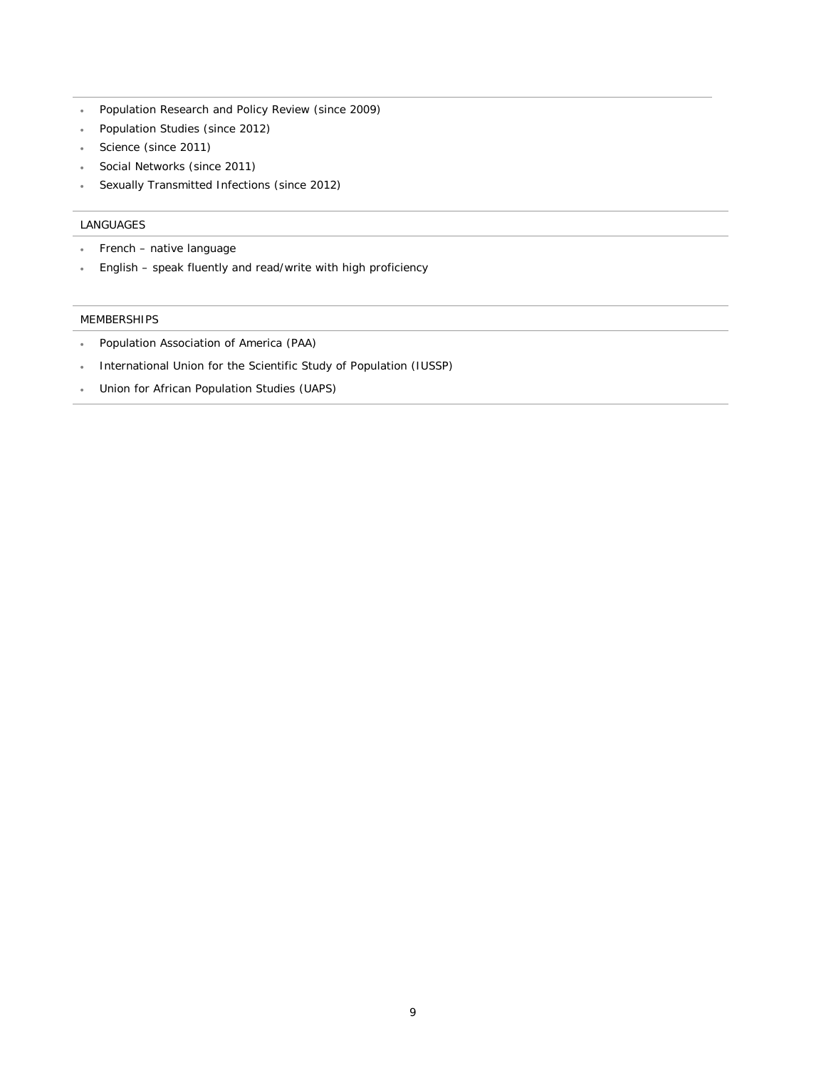- Population Research and Policy Review (since 2009)
- Population Studies (since 2012)
- Science (since 2011)
- Social Networks (since 2011)
- Sexually Transmitted Infections (since 2012)

## LANGUAGES

- French – native language
- English – speak fluently and read/write with high proficiency

## MEMBERSHIPS

- Population Association of America (PAA)
- International Union for the Scientific Study of Population (IUSSP)
- Union for African Population Studies (UAPS)